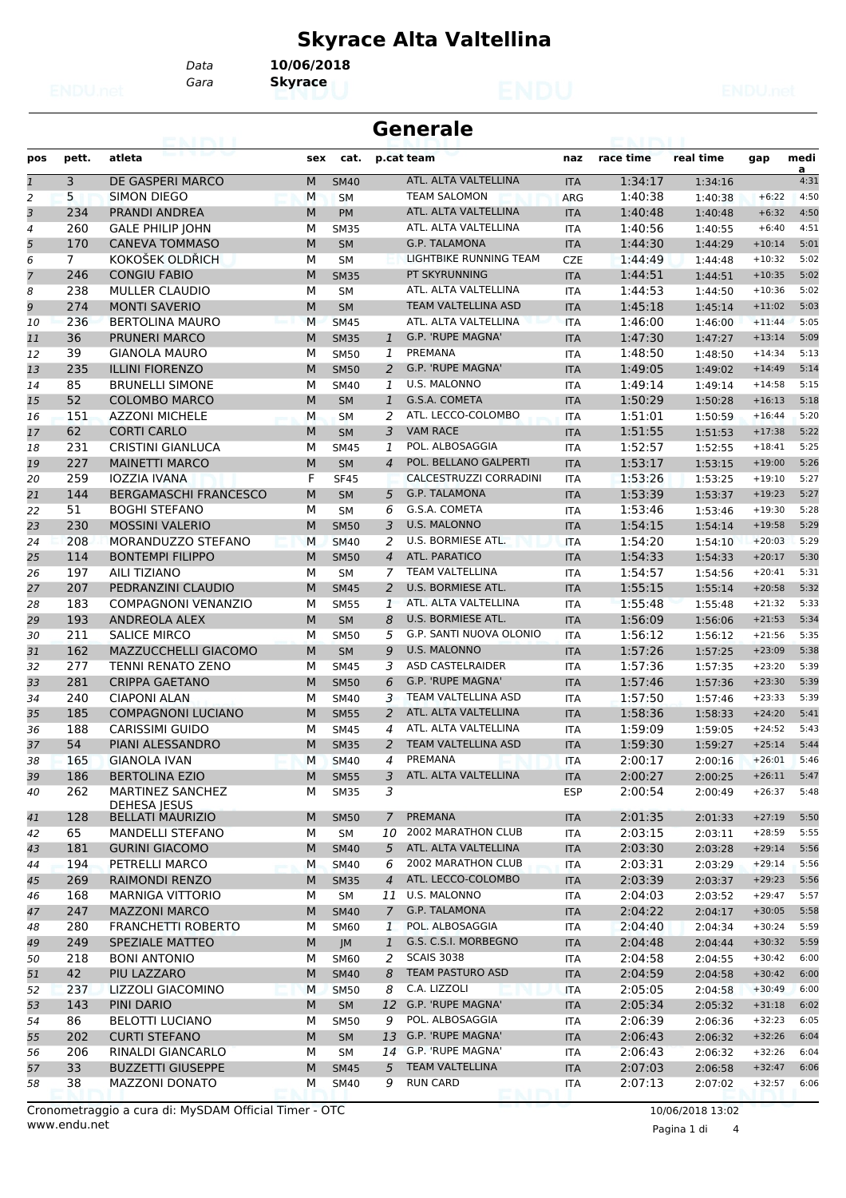# Skyrace Alta Valtellina

Data **10/06/2018**
Gara **Skyrace**

## Generale

| pos | pett. | atleta | sex | cat. | p.cat | team | naz | race time | real time | gap | media |
|---|---|---|---|---|---|---|---|---|---|---|---|
| 1 | 3 | DE GASPERI MARCO | M | SM40 | | ATL. ALTA VALTELLINA | ITA | 1:34:17 | 1:34:16 | | 4:31 |
| 2 | 5 | SIMON DIEGO | M | SM | | TEAM SALOMON | ARG | 1:40:38 | 1:40:38 | +6:22 | 4:50 |
| 3 | 234 | PRANDI ANDREA | M | PM | | ATL. ALTA VALTELLINA | ITA | 1:40:48 | 1:40:48 | +6:32 | 4:50 |
| 4 | 260 | GALE PHILIP JOHN | M | SM35 | | ATL. ALTA VALTELLINA | ITA | 1:40:56 | 1:40:55 | +6:40 | 4:51 |
| 5 | 170 | CANEVA TOMMASO | M | SM | | G.P. TALAMONA | ITA | 1:44:30 | 1:44:29 | +10:14 | 5:01 |
| 6 | 7 | KOKOŠEK OLDŘICH | M | SM | | LIGHTBIKE RUNNING TEAM | CZE | 1:44:49 | 1:44:48 | +10:32 | 5:02 |
| 7 | 246 | CONGIU FABIO | M | SM35 | | PT SKYRUNNING | ITA | 1:44:51 | 1:44:51 | +10:35 | 5:02 |
| 8 | 238 | MULLER CLAUDIO | M | SM | | ATL. ALTA VALTELLINA | ITA | 1:44:53 | 1:44:50 | +10:36 | 5:02 |
| 9 | 274 | MONTI SAVERIO | M | SM | | TEAM VALTELLINA ASD | ITA | 1:45:18 | 1:45:14 | +11:02 | 5:03 |
| 10 | 236 | BERTOLINA MAURO | M | SM45 | | ATL. ALTA VALTELLINA | ITA | 1:46:00 | 1:46:00 | +11:44 | 5:05 |
| 11 | 36 | PRUNERI MARCO | M | SM35 | 1 | G.P. 'RUPE MAGNA' | ITA | 1:47:30 | 1:47:27 | +13:14 | 5:09 |
| 12 | 39 | GIANOLA MAURO | M | SM50 | 1 | PREMANA | ITA | 1:48:50 | 1:48:50 | +14:34 | 5:13 |
| 13 | 235 | ILLINI FIORENZO | M | SM50 | 2 | G.P. 'RUPE MAGNA' | ITA | 1:49:05 | 1:49:02 | +14:49 | 5:14 |
| 14 | 85 | BRUNELLI SIMONE | M | SM40 | 1 | U.S. MALONNO | ITA | 1:49:14 | 1:49:14 | +14:58 | 5:15 |
| 15 | 52 | COLOMBO MARCO | M | SM | 1 | G.S.A. COMETA | ITA | 1:50:29 | 1:50:28 | +16:13 | 5:18 |
| 16 | 151 | AZZONI MICHELE | M | SM | 2 | ATL. LECCO-COLOMBO | ITA | 1:51:01 | 1:50:59 | +16:44 | 5:20 |
| 17 | 62 | CORTI CARLO | M | SM | 3 | VAM RACE | ITA | 1:51:55 | 1:51:53 | +17:38 | 5:22 |
| 18 | 231 | CRISTINI GIANLUCA | M | SM45 | 1 | POL. ALBOSAGGIA | ITA | 1:52:57 | 1:52:55 | +18:41 | 5:25 |
| 19 | 227 | MAINETTI MARCO | M | SM | 4 | POL. BELLANO GALPERTI | ITA | 1:53:17 | 1:53:15 | +19:00 | 5:26 |
| 20 | 259 | IOZZIA IVANA | F | SF45 | | CALCESTRUZZI CORRADINI | ITA | 1:53:26 | 1:53:25 | +19:10 | 5:27 |
| 21 | 144 | BERGAMASCHI FRANCESCO | M | SM | 5 | G.P. TALAMONA | ITA | 1:53:39 | 1:53:37 | +19:23 | 5:27 |
| 22 | 51 | BOGHI STEFANO | M | SM | 6 | G.S.A. COMETA | ITA | 1:53:46 | 1:53:46 | +19:30 | 5:28 |
| 23 | 230 | MOSSINI VALERIO | M | SM50 | 3 | U.S. MALONNO | ITA | 1:54:15 | 1:54:14 | +19:58 | 5:29 |
| 24 | 208 | MORANDUZZO STEFANO | M | SM40 | 2 | U.S. BORMIESE ATL. | ITA | 1:54:20 | 1:54:10 | +20:03 | 5:29 |
| 25 | 114 | BONTEMPI FILIPPO | M | SM50 | 4 | ATL. PARATICO | ITA | 1:54:33 | 1:54:33 | +20:17 | 5:30 |
| 26 | 197 | AILI TIZIANO | M | SM | 7 | TEAM VALTELLINA | ITA | 1:54:57 | 1:54:56 | +20:41 | 5:31 |
| 27 | 207 | PEDRANZINI CLAUDIO | M | SM45 | 2 | U.S. BORMIESE ATL. | ITA | 1:55:15 | 1:55:14 | +20:58 | 5:32 |
| 28 | 183 | COMPAGNONI VENANZIO | M | SM55 | 1 | ATL. ALTA VALTELLINA | ITA | 1:55:48 | 1:55:48 | +21:32 | 5:33 |
| 29 | 193 | ANDREOLA ALEX | M | SM | 8 | U.S. BORMIESE ATL. | ITA | 1:56:09 | 1:56:06 | +21:53 | 5:34 |
| 30 | 211 | SALICE MIRCO | M | SM50 | 5 | G.P. SANTI NUOVA OLONIO | ITA | 1:56:12 | 1:56:12 | +21:56 | 5:35 |
| 31 | 162 | MAZZUCCHELLI GIACOMO | M | SM | 9 | U.S. MALONNO | ITA | 1:57:26 | 1:57:25 | +23:09 | 5:38 |
| 32 | 277 | TENNI RENATO ZENO | M | SM45 | 3 | ASD CASTELRAIDER | ITA | 1:57:36 | 1:57:35 | +23:20 | 5:39 |
| 33 | 281 | CRIPPA GAETANO | M | SM50 | 6 | G.P. 'RUPE MAGNA' | ITA | 1:57:46 | 1:57:36 | +23:30 | 5:39 |
| 34 | 240 | CIAPONI ALAN | M | SM40 | 3 | TEAM VALTELLINA ASD | ITA | 1:57:50 | 1:57:46 | +23:33 | 5:39 |
| 35 | 185 | COMPAGNONI LUCIANO | M | SM55 | 2 | ATL. ALTA VALTELLINA | ITA | 1:58:36 | 1:58:33 | +24:20 | 5:41 |
| 36 | 188 | CARISSIMI GUIDO | M | SM45 | 4 | ATL. ALTA VALTELLINA | ITA | 1:59:09 | 1:59:05 | +24:52 | 5:43 |
| 37 | 54 | PIANI ALESSANDRO | M | SM35 | 2 | TEAM VALTELLINA ASD | ITA | 1:59:30 | 1:59:27 | +25:14 | 5:44 |
| 38 | 165 | GIANOLA IVAN | M | SM40 | 4 | PREMANA | ITA | 2:00:17 | 2:00:16 | +26:01 | 5:46 |
| 39 | 186 | BERTOLINA EZIO | M | SM55 | 3 | ATL. ALTA VALTELLINA | ITA | 2:00:27 | 2:00:25 | +26:11 | 5:47 |
| 40 | 262 | MARTINEZ SANCHEZ DEHESA JESUS | M | SM35 | 3 | | ESP | 2:00:54 | 2:00:49 | +26:37 | 5:48 |
| 41 | 128 | BELLATI MAURIZIO | M | SM50 | 7 | PREMANA | ITA | 2:01:35 | 2:01:33 | +27:19 | 5:50 |
| 42 | 65 | MANDELLI STEFANO | M | SM | 10 | 2002 MARATHON CLUB | ITA | 2:03:15 | 2:03:11 | +28:59 | 5:55 |
| 43 | 181 | GURINI GIACOMO | M | SM40 | 5 | ATL. ALTA VALTELLINA | ITA | 2:03:30 | 2:03:28 | +29:14 | 5:56 |
| 44 | 194 | PETRELLI MARCO | M | SM40 | 6 | 2002 MARATHON CLUB | ITA | 2:03:31 | 2:03:29 | +29:14 | 5:56 |
| 45 | 269 | RAIMONDI RENZO | M | SM35 | 4 | ATL. LECCO-COLOMBO | ITA | 2:03:39 | 2:03:37 | +29:23 | 5:56 |
| 46 | 168 | MARNIGA VITTORIO | M | SM | 11 | U.S. MALONNO | ITA | 2:04:03 | 2:03:52 | +29:47 | 5:57 |
| 47 | 247 | MAZZONI MARCO | M | SM40 | 7 | G.P. TALAMONA | ITA | 2:04:22 | 2:04:17 | +30:05 | 5:58 |
| 48 | 280 | FRANCHETTI ROBERTO | M | SM60 | 1 | POL. ALBOSAGGIA | ITA | 2:04:40 | 2:04:34 | +30:24 | 5:59 |
| 49 | 249 | SPEZIALE MATTEO | M | JM | 1 | G.S. C.S.I. MORBEGNO | ITA | 2:04:48 | 2:04:44 | +30:32 | 5:59 |
| 50 | 218 | BONI ANTONIO | M | SM60 | 2 | SCAIS 3038 | ITA | 2:04:58 | 2:04:55 | +30:42 | 6:00 |
| 51 | 42 | PIU LAZZARO | M | SM40 | 8 | TEAM PASTURO ASD | ITA | 2:04:59 | 2:04:58 | +30:42 | 6:00 |
| 52 | 237 | LIZZOLI GIACOMINO | M | SM50 | 8 | C.A. LIZZOLI | ITA | 2:05:05 | 2:04:58 | +30:49 | 6:00 |
| 53 | 143 | PINI DARIO | M | SM | 12 | G.P. 'RUPE MAGNA' | ITA | 2:05:34 | 2:05:32 | +31:18 | 6:02 |
| 54 | 86 | BELOTTI LUCIANO | M | SM50 | 9 | POL. ALBOSAGGIA | ITA | 2:06:39 | 2:06:36 | +32:23 | 6:05 |
| 55 | 202 | CURTI STEFANO | M | SM | 13 | G.P. 'RUPE MAGNA' | ITA | 2:06:43 | 2:06:32 | +32:26 | 6:04 |
| 56 | 206 | RINALDI GIANCARLO | M | SM | 14 | G.P. 'RUPE MAGNA' | ITA | 2:06:43 | 2:06:32 | +32:26 | 6:04 |
| 57 | 33 | BUZZETTI GIUSEPPE | M | SM45 | 5 | TEAM VALTELLINA | ITA | 2:07:03 | 2:06:58 | +32:47 | 6:06 |
| 58 | 38 | MAZZONI DONATO | M | SM40 | 9 | RUN CARD | ITA | 2:07:13 | 2:07:02 | +32:57 | 6:06 |

Cronometraggio a cura di: MySDAM Official Timer - OTC
www.endu.net

10/06/2018 13:02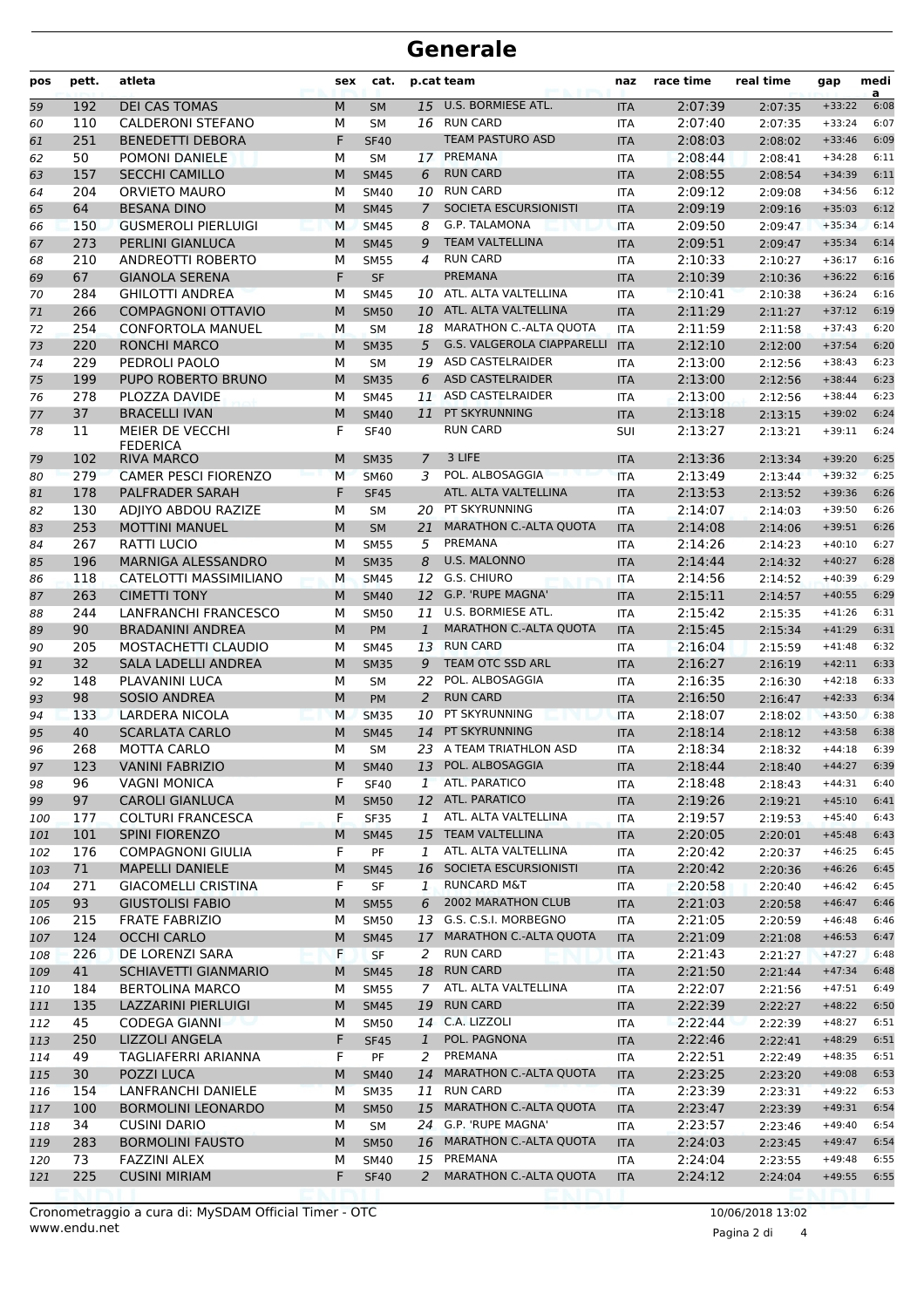# Generale

| pos | pett. | atleta | sex | cat. | p.cat | team | naz | race time | real time | gap | media |
|---|---|---|---|---|---|---|---|---|---|---|---|
| 59 | 192 | DEI CAS TOMAS | M | SM | 15 | U.S. BORMIESE ATL. | ITA | 2:07:39 | 2:07:35 | +33:22 | 6:08 |
| 60 | 110 | CALDERONI STEFANO | M | SM | 16 | RUN CARD | ITA | 2:07:40 | 2:07:35 | +33:24 | 6:07 |
| 61 | 251 | BENEDETTI DEBORA | F | SF40 | | TEAM PASTURO ASD | ITA | 2:08:03 | 2:08:02 | +33:46 | 6:09 |
| 62 | 50 | POMONI DANIELE | M | SM | 17 | PREMANA | ITA | 2:08:44 | 2:08:41 | +34:28 | 6:11 |
| 63 | 157 | SECCHI CAMILLO | M | SM45 | 6 | RUN CARD | ITA | 2:08:55 | 2:08:54 | +34:39 | 6:11 |
| 64 | 204 | ORVIETO MAURO | M | SM40 | 10 | RUN CARD | ITA | 2:09:12 | 2:09:08 | +34:56 | 6:12 |
| 65 | 64 | BESANA DINO | M | SM45 | 7 | SOCIETA ESCURSIONISTI | ITA | 2:09:19 | 2:09:16 | +35:03 | 6:12 |
| 66 | 150 | GUSMEROLI PIERLUIGI | M | SM45 | 8 | G.P. TALAMONA | ITA | 2:09:50 | 2:09:47 | +35:34 | 6:14 |
| 67 | 273 | PERLINI GIANLUCA | M | SM45 | 9 | TEAM VALTELLINA | ITA | 2:09:51 | 2:09:47 | +35:34 | 6:14 |
| 68 | 210 | ANDREOTTI ROBERTO | M | SM55 | 4 | RUN CARD | ITA | 2:10:33 | 2:10:27 | +36:17 | 6:16 |
| 69 | 67 | GIANOLA SERENA | F | SF | | PREMANA | ITA | 2:10:39 | 2:10:36 | +36:22 | 6:16 |
| 70 | 284 | GHILOTTI ANDREA | M | SM45 | 10 | ATL. ALTA VALTELLINA | ITA | 2:10:41 | 2:10:38 | +36:24 | 6:16 |
| 71 | 266 | COMPAGNONI OTTAVIO | M | SM50 | 10 | ATL. ALTA VALTELLINA | ITA | 2:11:29 | 2:11:27 | +37:12 | 6:19 |
| 72 | 254 | CONFORTOLA MANUEL | M | SM | 18 | MARATHON C.-ALTA QUOTA | ITA | 2:11:59 | 2:11:58 | +37:43 | 6:20 |
| 73 | 220 | RONCHI MARCO | M | SM35 | 5 | G.S. VALGEROLA CIAPPARELLI | ITA | 2:12:10 | 2:12:00 | +37:54 | 6:20 |
| 74 | 229 | PEDROLI PAOLO | M | SM | 19 | ASD CASTELRAIDER | ITA | 2:13:00 | 2:12:56 | +38:43 | 6:23 |
| 75 | 199 | PUPO ROBERTO BRUNO | M | SM35 | 6 | ASD CASTELRAIDER | ITA | 2:13:00 | 2:12:56 | +38:44 | 6:23 |
| 76 | 278 | PLOZZA DAVIDE | M | SM45 | 11 | ASD CASTELRAIDER | ITA | 2:13:00 | 2:12:56 | +38:44 | 6:23 |
| 77 | 37 | BRACELLI IVAN | M | SM40 | 11 | PT SKYRUNNING | ITA | 2:13:18 | 2:13:15 | +39:02 | 6:24 |
| 78 | 11 | MEIER DE VECCHI FEDERICA | F | SF40 | | RUN CARD | SUI | 2:13:27 | 2:13:21 | +39:11 | 6:24 |
| 79 | 102 | RIVA MARCO | M | SM35 | 7 | 3 LIFE | ITA | 2:13:36 | 2:13:34 | +39:20 | 6:25 |
| 80 | 279 | CAMER PESCI FIORENZO | M | SM60 | 3 | POL. ALBOSAGGIA | ITA | 2:13:49 | 2:13:44 | +39:32 | 6:25 |
| 81 | 178 | PALFRADER SARAH | F | SF45 | | ATL. ALTA VALTELLINA | ITA | 2:13:53 | 2:13:52 | +39:36 | 6:26 |
| 82 | 130 | ADJIYO ABDOU RAZIZE | M | SM | 20 | PT SKYRUNNING | ITA | 2:14:07 | 2:14:03 | +39:50 | 6:26 |
| 83 | 253 | MOTTINI MANUEL | M | SM | 21 | MARATHON C.-ALTA QUOTA | ITA | 2:14:08 | 2:14:06 | +39:51 | 6:26 |
| 84 | 267 | RATTI LUCIO | M | SM55 | 5 | PREMANA | ITA | 2:14:26 | 2:14:23 | +40:10 | 6:27 |
| 85 | 196 | MARNIGA ALESSANDRO | M | SM35 | 8 | U.S. MALONNO | ITA | 2:14:44 | 2:14:32 | +40:27 | 6:28 |
| 86 | 118 | CATELOTTI MASSIMILIANO | M | SM45 | 12 | G.S. CHIURO | ITA | 2:14:56 | 2:14:52 | +40:39 | 6:29 |
| 87 | 263 | CIMETTI TONY | M | SM40 | 12 | G.P. 'RUPE MAGNA' | ITA | 2:15:11 | 2:14:57 | +40:55 | 6:29 |
| 88 | 244 | LANFRANCHI FRANCESCO | M | SM50 | 11 | U.S. BORMIESE ATL. | ITA | 2:15:42 | 2:15:35 | +41:26 | 6:31 |
| 89 | 90 | BRADANINI ANDREA | M | PM | 1 | MARATHON C.-ALTA QUOTA | ITA | 2:15:45 | 2:15:34 | +41:29 | 6:31 |
| 90 | 205 | MOSTACHETTI CLAUDIO | M | SM45 | 13 | RUN CARD | ITA | 2:16:04 | 2:15:59 | +41:48 | 6:32 |
| 91 | 32 | SALA LADELLI ANDREA | M | SM35 | 9 | TEAM OTC SSD ARL | ITA | 2:16:27 | 2:16:19 | +42:11 | 6:33 |
| 92 | 148 | PLAVANINI LUCA | M | SM | 22 | POL. ALBOSAGGIA | ITA | 2:16:35 | 2:16:30 | +42:18 | 6:33 |
| 93 | 98 | SOSIO ANDREA | M | PM | 2 | RUN CARD | ITA | 2:16:50 | 2:16:47 | +42:33 | 6:34 |
| 94 | 133 | LARDERA NICOLA | M | SM35 | 10 | PT SKYRUNNING | ITA | 2:18:07 | 2:18:02 | +43:50 | 6:38 |
| 95 | 40 | SCARLATA CARLO | M | SM45 | 14 | PT SKYRUNNING | ITA | 2:18:14 | 2:18:12 | +43:58 | 6:38 |
| 96 | 268 | MOTTA CARLO | M | SM | 23 | A TEAM TRIATHLON ASD | ITA | 2:18:34 | 2:18:32 | +44:18 | 6:39 |
| 97 | 123 | VANINI FABRIZIO | M | SM40 | 13 | POL. ALBOSAGGIA | ITA | 2:18:44 | 2:18:40 | +44:27 | 6:39 |
| 98 | 96 | VAGNI MONICA | F | SF40 | 1 | ATL. PARATICO | ITA | 2:18:48 | 2:18:43 | +44:31 | 6:40 |
| 99 | 97 | CAROLI GIANLUCA | M | SM50 | 12 | ATL. PARATICO | ITA | 2:19:26 | 2:19:21 | +45:10 | 6:41 |
| 100 | 177 | COLTURI FRANCESCA | F | SF35 | 1 | ATL. ALTA VALTELLINA | ITA | 2:19:57 | 2:19:53 | +45:40 | 6:43 |
| 101 | 101 | SPINI FIORENZO | M | SM45 | 15 | TEAM VALTELLINA | ITA | 2:20:05 | 2:20:01 | +45:48 | 6:43 |
| 102 | 176 | COMPAGNONI GIULIA | F | PF | 1 | ATL. ALTA VALTELLINA | ITA | 2:20:42 | 2:20:37 | +46:25 | 6:45 |
| 103 | 71 | MAPELLI DANIELE | M | SM45 | 16 | SOCIETA ESCURSIONISTI | ITA | 2:20:42 | 2:20:36 | +46:26 | 6:45 |
| 104 | 271 | GIACOMELLI CRISTINA | F | SF | 1 | RUNCARD M&T | ITA | 2:20:58 | 2:20:40 | +46:42 | 6:45 |
| 105 | 93 | GIUSTOLISI FABIO | M | SM55 | 6 | 2002 MARATHON CLUB | ITA | 2:21:03 | 2:20:58 | +46:47 | 6:46 |
| 106 | 215 | FRATE FABRIZIO | M | SM50 | 13 | G.S. C.S.I. MORBEGNO | ITA | 2:21:05 | 2:20:59 | +46:48 | 6:46 |
| 107 | 124 | OCCHI CARLO | M | SM45 | 17 | MARATHON C.-ALTA QUOTA | ITA | 2:21:09 | 2:21:08 | +46:53 | 6:47 |
| 108 | 226 | DE LORENZI SARA | F | SF | 2 | RUN CARD | ITA | 2:21:43 | 2:21:27 | +47:27 | 6:48 |
| 109 | 41 | SCHIAVETTI GIANMARIO | M | SM45 | 18 | RUN CARD | ITA | 2:21:50 | 2:21:44 | +47:34 | 6:48 |
| 110 | 184 | BERTOLINA MARCO | M | SM55 | 7 | ATL. ALTA VALTELLINA | ITA | 2:22:07 | 2:21:56 | +47:51 | 6:49 |
| 111 | 135 | LAZZARINI PIERLUIGI | M | SM45 | 19 | RUN CARD | ITA | 2:22:39 | 2:22:27 | +48:22 | 6:50 |
| 112 | 45 | CODEGA GIANNI | M | SM50 | 14 | C.A. LIZZOLI | ITA | 2:22:44 | 2:22:39 | +48:27 | 6:51 |
| 113 | 250 | LIZZOLI ANGELA | F | SF45 | 1 | POL. PAGNONA | ITA | 2:22:46 | 2:22:41 | +48:29 | 6:51 |
| 114 | 49 | TAGLIAFERRI ARIANNA | F | PF | 2 | PREMANA | ITA | 2:22:51 | 2:22:49 | +48:35 | 6:51 |
| 115 | 30 | POZZI LUCA | M | SM40 | 14 | MARATHON C.-ALTA QUOTA | ITA | 2:23:25 | 2:23:20 | +49:08 | 6:53 |
| 116 | 154 | LANFRANCHI DANIELE | M | SM35 | 11 | RUN CARD | ITA | 2:23:39 | 2:23:31 | +49:22 | 6:53 |
| 117 | 100 | BORMOLINI LEONARDO | M | SM50 | 15 | MARATHON C.-ALTA QUOTA | ITA | 2:23:47 | 2:23:39 | +49:31 | 6:54 |
| 118 | 34 | CUSINI DARIO | M | SM | 24 | G.P. 'RUPE MAGNA' | ITA | 2:23:57 | 2:23:46 | +49:40 | 6:54 |
| 119 | 283 | BORMOLINI FAUSTO | M | SM50 | 16 | MARATHON C.-ALTA QUOTA | ITA | 2:24:03 | 2:23:45 | +49:47 | 6:54 |
| 120 | 73 | FAZZINI ALEX | M | SM40 | 15 | PREMANA | ITA | 2:24:04 | 2:23:55 | +49:48 | 6:55 |
| 121 | 225 | CUSINI MIRIAM | F | SF40 | 2 | MARATHON C.-ALTA QUOTA | ITA | 2:24:12 | 2:24:04 | +49:55 | 6:55 |

Cronometraggio a cura di: MySDAM Official Timer - OTC
www.endu.net

10/06/2018 13:02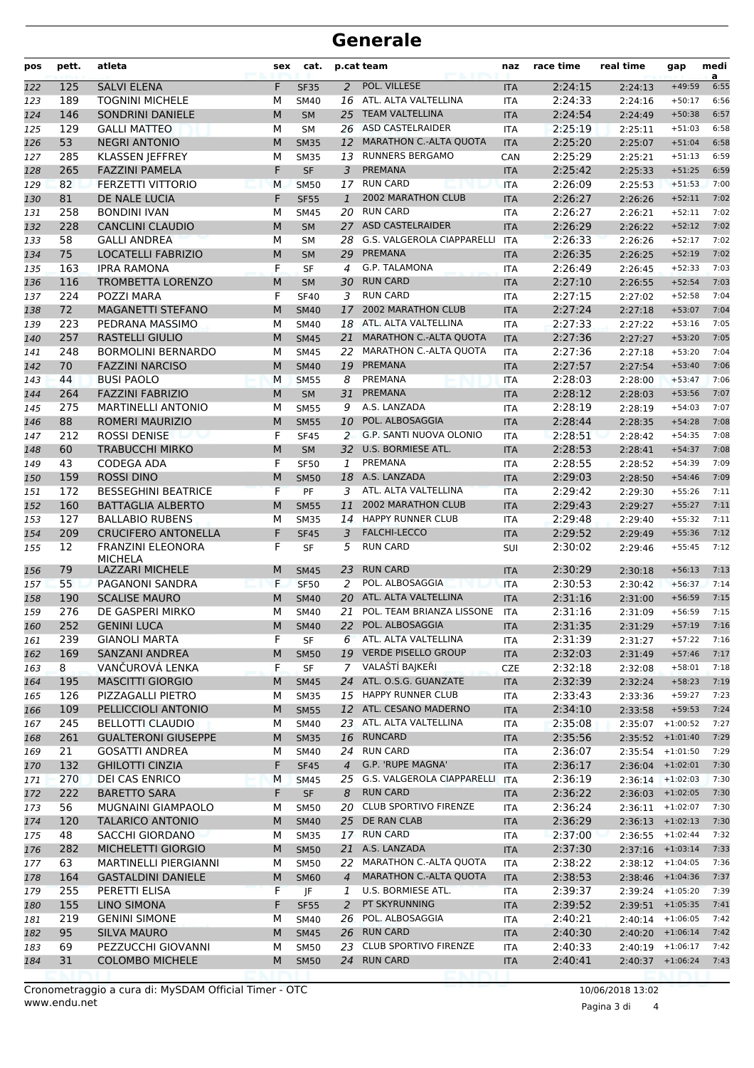# Generale

| pos | pett. | atleta | sex | cat. | p.cat | team | naz | race time | real time | gap | media |
|---|---|---|---|---|---|---|---|---|---|---|---|
| 122 | 125 | SALVI ELENA | F | SF35 | 2 | POL. VILLESE | ITA | 2:24:15 | 2:24:13 | +49:59 | 6:55 |
| 123 | 189 | TOGNINI MICHELE | M | SM40 | 16 | ATL. ALTA VALTELLINA | ITA | 2:24:33 | 2:24:16 | +50:17 | 6:56 |
| 124 | 146 | SONDRINI DANIELE | M | SM | 25 | TEAM VALTELLINA | ITA | 2:24:54 | 2:24:49 | +50:38 | 6:57 |
| 125 | 129 | GALLI MATTEO | M | SM | 26 | ASD CASTELRAIDER | ITA | 2:25:19 | 2:25:11 | +51:03 | 6:58 |
| 126 | 53 | NEGRI ANTONIO | M | SM35 | 12 | MARATHON C.-ALTA QUOTA | ITA | 2:25:20 | 2:25:07 | +51:04 | 6:58 |
| 127 | 285 | KLASSEN JEFFREY | M | SM35 | 13 | RUNNERS BERGAMO | CAN | 2:25:29 | 2:25:21 | +51:13 | 6:59 |
| 128 | 265 | FAZZINI PAMELA | F | SF | 3 | PREMANA | ITA | 2:25:42 | 2:25:33 | +51:25 | 6:59 |
| 129 | 82 | FERZETTI VITTORIO | M | SM50 | 17 | RUN CARD | ITA | 2:26:09 | 2:25:53 | +51:53 | 7:00 |
| 130 | 81 | DE NALE LUCIA | F | SF55 | 1 | 2002 MARATHON CLUB | ITA | 2:26:27 | 2:26:26 | +52:11 | 7:02 |
| 131 | 258 | BONDINI IVAN | M | SM45 | 20 | RUN CARD | ITA | 2:26:27 | 2:26:21 | +52:11 | 7:02 |
| 132 | 228 | CANCLINI CLAUDIO | M | SM | 27 | ASD CASTELRAIDER | ITA | 2:26:29 | 2:26:22 | +52:12 | 7:02 |
| 133 | 58 | GALLI ANDREA | M | SM | 28 | G.S. VALGEROLA CIAPPARELLI | ITA | 2:26:33 | 2:26:26 | +52:17 | 7:02 |
| 134 | 75 | LOCATELLI FABRIZIO | M | SM | 29 | PREMANA | ITA | 2:26:35 | 2:26:25 | +52:19 | 7:02 |
| 135 | 163 | IPRA RAMONA | F | SF | 4 | G.P. TALAMONA | ITA | 2:26:49 | 2:26:45 | +52:33 | 7:03 |
| 136 | 116 | TROMBETTA LORENZO | M | SM | 30 | RUN CARD | ITA | 2:27:10 | 2:26:55 | +52:54 | 7:03 |
| 137 | 224 | POZZI MARA | F | SF40 | 3 | RUN CARD | ITA | 2:27:15 | 2:27:02 | +52:58 | 7:04 |
| 138 | 72 | MAGANETTI STEFANO | M | SM40 | 17 | 2002 MARATHON CLUB | ITA | 2:27:24 | 2:27:18 | +53:07 | 7:04 |
| 139 | 223 | PEDRANA MASSIMO | M | SM40 | 18 | ATL. ALTA VALTELLINA | ITA | 2:27:33 | 2:27:22 | +53:16 | 7:05 |
| 140 | 257 | RASTELLI GIULIO | M | SM45 | 21 | MARATHON C.-ALTA QUOTA | ITA | 2:27:36 | 2:27:27 | +53:20 | 7:05 |
| 141 | 248 | BORMOLINI BERNARDO | M | SM45 | 22 | MARATHON C.-ALTA QUOTA | ITA | 2:27:36 | 2:27:18 | +53:20 | 7:04 |
| 142 | 70 | FAZZINI NARCISO | M | SM40 | 19 | PREMANA | ITA | 2:27:57 | 2:27:54 | +53:40 | 7:06 |
| 143 | 44 | BUSI PAOLO | M | SM55 | 8 | PREMANA | ITA | 2:28:03 | 2:28:00 | +53:47 | 7:06 |
| 144 | 264 | FAZZINI FABRIZIO | M | SM | 31 | PREMANA | ITA | 2:28:12 | 2:28:03 | +53:56 | 7:07 |
| 145 | 275 | MARTINELLI ANTONIO | M | SM55 | 9 | A.S. LANZADA | ITA | 2:28:19 | 2:28:19 | +54:03 | 7:07 |
| 146 | 88 | ROMERI MAURIZIO | M | SM55 | 10 | POL. ALBOSAGGIA | ITA | 2:28:44 | 2:28:35 | +54:28 | 7:08 |
| 147 | 212 | ROSSI DENISE | F | SF45 | 2 | G.P. SANTI NUOVA OLONIO | ITA | 2:28:51 | 2:28:42 | +54:35 | 7:08 |
| 148 | 60 | TRABUCCHI MIRKO | M | SM | 32 | U.S. BORMIESE ATL. | ITA | 2:28:53 | 2:28:41 | +54:37 | 7:08 |
| 149 | 43 | CODEGA ADA | F | SF50 | 1 | PREMANA | ITA | 2:28:55 | 2:28:52 | +54:39 | 7:09 |
| 150 | 159 | ROSSI DINO | M | SM50 | 18 | A.S. LANZADA | ITA | 2:29:03 | 2:28:50 | +54:46 | 7:09 |
| 151 | 172 | BESSEGHINI BEATRICE | F | PF | 3 | ATL. ALTA VALTELLINA | ITA | 2:29:42 | 2:29:30 | +55:26 | 7:11 |
| 152 | 160 | BATTAGLIA ALBERTO | M | SM55 | 11 | 2002 MARATHON CLUB | ITA | 2:29:43 | 2:29:27 | +55:27 | 7:11 |
| 153 | 127 | BALLABIO RUBENS | M | SM35 | 14 | HAPPY RUNNER CLUB | ITA | 2:29:48 | 2:29:40 | +55:32 | 7:11 |
| 154 | 209 | CRUCIFERO ANTONELLA | F | SF45 | 3 | FALCHI-LECCO | ITA | 2:29:52 | 2:29:49 | +55:36 | 7:12 |
| 155 | 12 | FRANZINI ELEONORA MICHELA | F | SF | 5 | RUN CARD | SUI | 2:30:02 | 2:29:46 | +55:45 | 7:12 |
| 156 | 79 | LAZZARI MICHELE | M | SM45 | 23 | RUN CARD | ITA | 2:30:29 | 2:30:18 | +56:13 | 7:13 |
| 157 | 55 | PAGANONI SANDRA | F | SF50 | 2 | POL. ALBOSAGGIA | ITA | 2:30:53 | 2:30:42 | +56:37 | 7:14 |
| 158 | 190 | SCALISE MAURO | M | SM40 | 20 | ATL. ALTA VALTELLINA | ITA | 2:31:16 | 2:31:00 | +56:59 | 7:15 |
| 159 | 276 | DE GASPERI MIRKO | M | SM40 | 21 | POL. TEAM BRIANZA LISSONE | ITA | 2:31:16 | 2:31:09 | +56:59 | 7:15 |
| 160 | 252 | GENINI LUCA | M | SM40 | 22 | POL. ALBOSAGGIA | ITA | 2:31:35 | 2:31:29 | +57:19 | 7:16 |
| 161 | 239 | GIANOLI MARTA | F | SF | 6 | ATL. ALTA VALTELLINA | ITA | 2:31:39 | 2:31:27 | +57:22 | 7:16 |
| 162 | 169 | SANZANI ANDREA | M | SM50 | 19 | VERDE PISELLO GROUP | ITA | 2:32:03 | 2:31:49 | +57:46 | 7:17 |
| 163 | 8 | VANČUROVÁ LENKA | F | SF | 7 | VALAŠTÍ BAJKEŘI | CZE | 2:32:18 | 2:32:08 | +58:01 | 7:18 |
| 164 | 195 | MASCITTI GIORGIO | M | SM45 | 24 | ATL. O.S.G. GUANZATE | ITA | 2:32:39 | 2:32:24 | +58:23 | 7:19 |
| 165 | 126 | PIZZAGALLI PIETRO | M | SM35 | 15 | HAPPY RUNNER CLUB | ITA | 2:33:43 | 2:33:36 | +59:27 | 7:23 |
| 166 | 109 | PELLICCIOLI ANTONIO | M | SM55 | 12 | ATL. CESANO MADERNO | ITA | 2:34:10 | 2:33:58 | +59:53 | 7:24 |
| 167 | 245 | BELLOTTI CLAUDIO | M | SM40 | 23 | ATL. ALTA VALTELLINA | ITA | 2:35:08 | 2:35:07 | +1:00:52 | 7:27 |
| 168 | 261 | GUALTERONI GIUSEPPE | M | SM35 | 16 | RUNCARD | ITA | 2:35:56 | 2:35:52 | +1:01:40 | 7:29 |
| 169 | 21 | GOSATTI ANDREA | M | SM40 | 24 | RUN CARD | ITA | 2:36:07 | 2:35:54 | +1:01:50 | 7:29 |
| 170 | 132 | GHILOTTI CINZIA | F | SF45 | 4 | G.P. 'RUPE MAGNA' | ITA | 2:36:17 | 2:36:04 | +1:02:01 | 7:30 |
| 171 | 270 | DEI CAS ENRICO | M | SM45 | 25 | G.S. VALGEROLA CIAPPARELLI | ITA | 2:36:19 | 2:36:14 | +1:02:03 | 7:30 |
| 172 | 222 | BARETTO SARA | F | SF | 8 | RUN CARD | ITA | 2:36:22 | 2:36:03 | +1:02:05 | 7:30 |
| 173 | 56 | MUGNAINI GIAMPAOLO | M | SM50 | 20 | CLUB SPORTIVO FIRENZE | ITA | 2:36:24 | 2:36:11 | +1:02:07 | 7:30 |
| 174 | 120 | TALARICO ANTONIO | M | SM40 | 25 | DE RAN CLAB | ITA | 2:36:29 | 2:36:13 | +1:02:13 | 7:30 |
| 175 | 48 | SACCHI GIORDANO | M | SM35 | 17 | RUN CARD | ITA | 2:37:00 | 2:36:55 | +1:02:44 | 7:32 |
| 176 | 282 | MICHELETTI GIORGIO | M | SM50 | 21 | A.S. LANZADA | ITA | 2:37:30 | 2:37:16 | +1:03:14 | 7:33 |
| 177 | 63 | MARTINELLI PIERGIANNI | M | SM50 | 22 | MARATHON C.-ALTA QUOTA | ITA | 2:38:22 | 2:38:12 | +1:04:05 | 7:36 |
| 178 | 164 | GASTALDINI DANIELE | M | SM60 | 4 | MARATHON C.-ALTA QUOTA | ITA | 2:38:53 | 2:38:46 | +1:04:36 | 7:37 |
| 179 | 255 | PERETTI ELISA | F | JF | 1 | U.S. BORMIESE ATL. | ITA | 2:39:37 | 2:39:24 | +1:05:20 | 7:39 |
| 180 | 155 | LINO SIMONA | F | SF55 | 2 | PT SKYRUNNING | ITA | 2:39:52 | 2:39:51 | +1:05:35 | 7:41 |
| 181 | 219 | GENINI SIMONE | M | SM40 | 26 | POL. ALBOSAGGIA | ITA | 2:40:21 | 2:40:14 | +1:06:05 | 7:42 |
| 182 | 95 | SILVA MAURO | M | SM45 | 26 | RUN CARD | ITA | 2:40:30 | 2:40:20 | +1:06:14 | 7:42 |
| 183 | 69 | PEZZUCCHI GIOVANNI | M | SM50 | 23 | CLUB SPORTIVO FIRENZE | ITA | 2:40:33 | 2:40:19 | +1:06:17 | 7:42 |
| 184 | 31 | COLOMBO MICHELE | M | SM50 | 24 | RUN CARD | ITA | 2:40:41 | 2:40:37 | +1:06:24 | 7:43 |

Cronometraggio a cura di: MySDAM Official Timer - OTC
www.endu.net

10/06/2018 13:02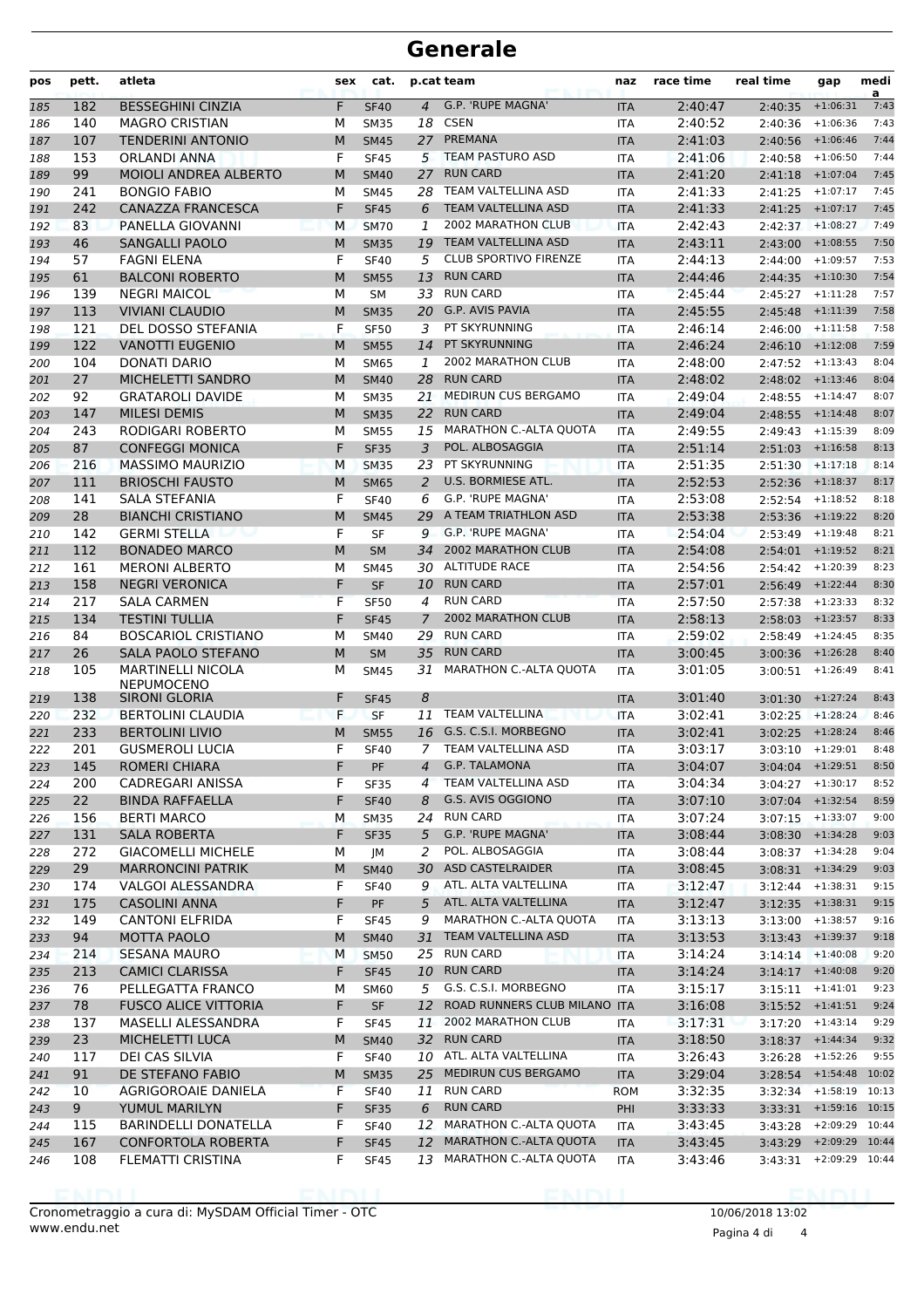# Generale

| pos | pett. | atleta | sex | cat. | p.cat | team | naz | race time | real time | gap | media |
|---|---|---|---|---|---|---|---|---|---|---|---|
| 185 | 182 | BESSEGHINI CINZIA | F | SF40 | 4 | G.P. 'RUPE MAGNA' | ITA | 2:40:47 | 2:40:35 | +1:06:31 | 7:43 |
| 186 | 140 | MAGRO CRISTIAN | M | SM35 | 18 | CSEN | ITA | 2:40:52 | 2:40:36 | +1:06:36 | 7:43 |
| 187 | 107 | TENDERINI ANTONIO | M | SM45 | 27 | PREMANA | ITA | 2:41:03 | 2:40:56 | +1:06:46 | 7:44 |
| 188 | 153 | ORLANDI ANNA | F | SF45 | 5 | TEAM PASTURO ASD | ITA | 2:41:06 | 2:40:58 | +1:06:50 | 7:44 |
| 189 | 99 | MOIOLI ANDREA ALBERTO | M | SM40 | 27 | RUN CARD | ITA | 2:41:20 | 2:41:18 | +1:07:04 | 7:45 |
| 190 | 241 | BONGIO FABIO | M | SM45 | 28 | TEAM VALTELLINA ASD | ITA | 2:41:33 | 2:41:25 | +1:07:17 | 7:45 |
| 191 | 242 | CANAZZA FRANCESCA | F | SF45 | 6 | TEAM VALTELLINA ASD | ITA | 2:41:33 | 2:41:25 | +1:07:17 | 7:45 |
| 192 | 83 | PANELLA GIOVANNI | M | SM70 | 1 | 2002 MARATHON CLUB | ITA | 2:42:43 | 2:42:37 | +1:08:27 | 7:49 |
| 193 | 46 | SANGALLI PAOLO | M | SM35 | 19 | TEAM VALTELLINA ASD | ITA | 2:43:11 | 2:43:00 | +1:08:55 | 7:50 |
| 194 | 57 | FAGNI ELENA | F | SF40 | 5 | CLUB SPORTIVO FIRENZE | ITA | 2:44:13 | 2:44:00 | +1:09:57 | 7:53 |
| 195 | 61 | BALCONI ROBERTO | M | SM55 | 13 | RUN CARD | ITA | 2:44:46 | 2:44:35 | +1:10:30 | 7:54 |
| 196 | 139 | NEGRI MAICOL | M | SM | 33 | RUN CARD | ITA | 2:45:44 | 2:45:27 | +1:11:28 | 7:57 |
| 197 | 113 | VIVIANI CLAUDIO | M | SM35 | 20 | G.P. AVIS PAVIA | ITA | 2:45:55 | 2:45:48 | +1:11:39 | 7:58 |
| 198 | 121 | DEL DOSSO STEFANIA | F | SF50 | 3 | PT SKYRUNNING | ITA | 2:46:14 | 2:46:00 | +1:11:58 | 7:58 |
| 199 | 122 | VANOTTI EUGENIO | M | SM55 | 14 | PT SKYRUNNING | ITA | 2:46:24 | 2:46:10 | +1:12:08 | 7:59 |
| 200 | 104 | DONATI DARIO | M | SM65 | 1 | 2002 MARATHON CLUB | ITA | 2:48:00 | 2:47:52 | +1:13:43 | 8:04 |
| 201 | 27 | MICHELETTI SANDRO | M | SM40 | 28 | RUN CARD | ITA | 2:48:02 | 2:48:02 | +1:13:46 | 8:04 |
| 202 | 92 | GRATAROLI DAVIDE | M | SM35 | 21 | MEDIRUN CUS BERGAMO | ITA | 2:49:04 | 2:48:55 | +1:14:47 | 8:07 |
| 203 | 147 | MILESI DEMIS | M | SM35 | 22 | RUN CARD | ITA | 2:49:04 | 2:48:55 | +1:14:48 | 8:07 |
| 204 | 243 | RODIGARI ROBERTO | M | SM55 | 15 | MARATHON C.-ALTA QUOTA | ITA | 2:49:55 | 2:49:43 | +1:15:39 | 8:09 |
| 205 | 87 | CONFEGGI MONICA | F | SF35 | 3 | POL. ALBOSAGGIA | ITA | 2:51:14 | 2:51:03 | +1:16:58 | 8:13 |
| 206 | 216 | MASSIMO MAURIZIO | M | SM35 | 23 | PT SKYRUNNING | ITA | 2:51:35 | 2:51:30 | +1:17:18 | 8:14 |
| 207 | 111 | BRIOSCHI FAUSTO | M | SM65 | 2 | U.S. BORMIESE ATL. | ITA | 2:52:53 | 2:52:36 | +1:18:37 | 8:17 |
| 208 | 141 | SALA STEFANIA | F | SF40 | 6 | G.P. 'RUPE MAGNA' | ITA | 2:53:08 | 2:52:54 | +1:18:52 | 8:18 |
| 209 | 28 | BIANCHI CRISTIANO | M | SM45 | 29 | A TEAM TRIATHLON ASD | ITA | 2:53:38 | 2:53:36 | +1:19:22 | 8:20 |
| 210 | 142 | GERMI STELLA | F | SF | 9 | G.P. 'RUPE MAGNA' | ITA | 2:54:04 | 2:53:49 | +1:19:48 | 8:21 |
| 211 | 112 | BONADEO MARCO | M | SM | 34 | 2002 MARATHON CLUB | ITA | 2:54:08 | 2:54:01 | +1:19:52 | 8:21 |
| 212 | 161 | MERONI ALBERTO | M | SM45 | 30 | ALTITUDE RACE | ITA | 2:54:56 | 2:54:42 | +1:20:39 | 8:23 |
| 213 | 158 | NEGRI VERONICA | F | SF | 10 | RUN CARD | ITA | 2:57:01 | 2:56:49 | +1:22:44 | 8:30 |
| 214 | 217 | SALA CARMEN | F | SF50 | 4 | RUN CARD | ITA | 2:57:50 | 2:57:38 | +1:23:33 | 8:32 |
| 215 | 134 | TESTINI TULLIA | F | SF45 | 7 | 2002 MARATHON CLUB | ITA | 2:58:13 | 2:58:03 | +1:23:57 | 8:33 |
| 216 | 84 | BOSCARIOL CRISTIANO | M | SM40 | 29 | RUN CARD | ITA | 2:59:02 | 2:58:49 | +1:24:45 | 8:35 |
| 217 | 26 | SALA PAOLO STEFANO | M | SM | 35 | RUN CARD | ITA | 3:00:45 | 3:00:36 | +1:26:28 | 8:40 |
| 218 | 105 | MARTINELLI NICOLA NEPUMOCENO | M | SM45 | 31 | MARATHON C.-ALTA QUOTA | ITA | 3:01:05 | 3:00:51 | +1:26:49 | 8:41 |
| 219 | 138 | SIRONI GLORIA | F | SF45 | 8 | | ITA | 3:01:40 | 3:01:30 | +1:27:24 | 8:43 |
| 220 | 232 | BERTOLINI CLAUDIA | F | SF | 11 | TEAM VALTELLINA | ITA | 3:02:41 | 3:02:25 | +1:28:24 | 8:46 |
| 221 | 233 | BERTOLINI LIVIO | M | SM55 | 16 | G.S. C.S.I. MORBEGNO | ITA | 3:02:41 | 3:02:25 | +1:28:24 | 8:46 |
| 222 | 201 | GUSMEROLI LUCIA | F | SF40 | 7 | TEAM VALTELLINA ASD | ITA | 3:03:17 | 3:03:10 | +1:29:01 | 8:48 |
| 223 | 145 | ROMERI CHIARA | F | PF | 4 | G.P. TALAMONA | ITA | 3:04:07 | 3:04:04 | +1:29:51 | 8:50 |
| 224 | 200 | CADREGARI ANISSA | F | SF35 | 4 | TEAM VALTELLINA ASD | ITA | 3:04:34 | 3:04:27 | +1:30:17 | 8:52 |
| 225 | 22 | BINDA RAFFAELLA | F | SF40 | 8 | G.S. AVIS OGGIONO | ITA | 3:07:10 | 3:07:04 | +1:32:54 | 8:59 |
| 226 | 156 | BERTI MARCO | M | SM35 | 24 | RUN CARD | ITA | 3:07:24 | 3:07:15 | +1:33:07 | 9:00 |
| 227 | 131 | SALA ROBERTA | F | SF35 | 5 | G.P. 'RUPE MAGNA' | ITA | 3:08:44 | 3:08:30 | +1:34:28 | 9:03 |
| 228 | 272 | GIACOMELLI MICHELE | M | JM | 2 | POL. ALBOSAGGIA | ITA | 3:08:44 | 3:08:37 | +1:34:28 | 9:04 |
| 229 | 29 | MARRONCINI PATRIK | M | SM40 | 30 | ASD CASTELRAIDER | ITA | 3:08:45 | 3:08:31 | +1:34:29 | 9:03 |
| 230 | 174 | VALGOI ALESSANDRA | F | SF40 | 9 | ATL. ALTA VALTELLINA | ITA | 3:12:47 | 3:12:44 | +1:38:31 | 9:15 |
| 231 | 175 | CASOLINI ANNA | F | PF | 5 | ATL. ALTA VALTELLINA | ITA | 3:12:47 | 3:12:35 | +1:38:31 | 9:15 |
| 232 | 149 | CANTONI ELFRIDA | F | SF45 | 9 | MARATHON C.-ALTA QUOTA | ITA | 3:13:13 | 3:13:00 | +1:38:57 | 9:16 |
| 233 | 94 | MOTTA PAOLO | M | SM40 | 31 | TEAM VALTELLINA ASD | ITA | 3:13:53 | 3:13:43 | +1:39:37 | 9:18 |
| 234 | 214 | SESANA MAURO | M | SM50 | 25 | RUN CARD | ITA | 3:14:24 | 3:14:14 | +1:40:08 | 9:20 |
| 235 | 213 | CAMICI CLARISSA | F | SF45 | 10 | RUN CARD | ITA | 3:14:24 | 3:14:17 | +1:40:08 | 9:20 |
| 236 | 76 | PELLEGATTA FRANCO | M | SM60 | 5 | G.S. C.S.I. MORBEGNO | ITA | 3:15:17 | 3:15:11 | +1:41:01 | 9:23 |
| 237 | 78 | FUSCO ALICE VITTORIA | F | SF | 12 | ROAD RUNNERS CLUB MILANO | ITA | 3:16:08 | 3:15:52 | +1:41:51 | 9:24 |
| 238 | 137 | MASELLI ALESSANDRA | F | SF45 | 11 | 2002 MARATHON CLUB | ITA | 3:17:31 | 3:17:20 | +1:43:14 | 9:29 |
| 239 | 23 | MICHELETTI LUCA | M | SM40 | 32 | RUN CARD | ITA | 3:18:50 | 3:18:37 | +1:44:34 | 9:32 |
| 240 | 117 | DEI CAS SILVIA | F | SF40 | 10 | ATL. ALTA VALTELLINA | ITA | 3:26:43 | 3:26:28 | +1:52:26 | 9:55 |
| 241 | 91 | DE STEFANO FABIO | M | SM35 | 25 | MEDIRUN CUS BERGAMO | ITA | 3:29:04 | 3:28:54 | +1:54:48 | 10:02 |
| 242 | 10 | AGRIGOROAIE DANIELA | F | SF40 | 11 | RUN CARD | ROM | 3:32:35 | 3:32:34 | +1:58:19 | 10:13 |
| 243 | 9 | YUMUL MARILYN | F | SF35 | 6 | RUN CARD | PHI | 3:33:33 | 3:33:31 | +1:59:16 | 10:15 |
| 244 | 115 | BARINDELLI DONATELLA | F | SF40 | 12 | MARATHON C.-ALTA QUOTA | ITA | 3:43:45 | 3:43:28 | +2:09:29 | 10:44 |
| 245 | 167 | CONFORTOLA ROBERTA | F | SF45 | 12 | MARATHON C.-ALTA QUOTA | ITA | 3:43:45 | 3:43:29 | +2:09:29 | 10:44 |
| 246 | 108 | FLEMATTI CRISTINA | F | SF45 | 13 | MARATHON C.-ALTA QUOTA | ITA | 3:43:46 | 3:43:31 | +2:09:29 | 10:44 |

Cronometraggio a cura di: MySDAM Official Timer - OTC
www.endu.net

10/06/2018 13:02